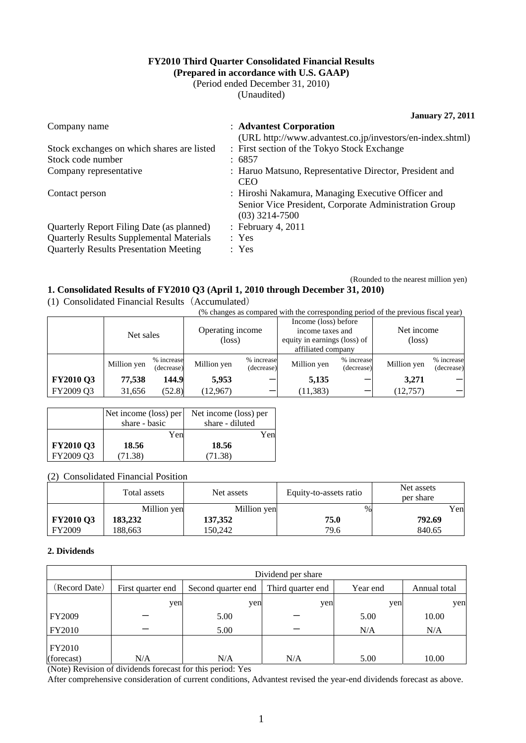# FY2010 Third Quarter Consolidated Financial Results
**(Prepared in accordance with U.S. GAAP)**
(Period ended December 31, 2010)
(Unaudited)

**January 27, 2011**

| | |
|---|---|
| Company name | : **Advantest Corporation** (URL http://www.advantest.co.jp/investors/en-index.shtml) |
| Stock exchanges on which shares are listed | : First section of the Tokyo Stock Exchange |
| Stock code number | : 6857 |
| Company representative | : Haruo Matsuno, Representative Director, President and CEO |
| Contact person | : Hiroshi Nakamura, Managing Executive Officer and Senior Vice President, Corporate Administration Group (03) 3214-7500 |
| Quarterly Report Filing Date (as planned) | : February 4, 2011 |
| Quarterly Results Supplemental Materials | : Yes |
| Quarterly Results Presentation Meeting | : Yes |

(Rounded to the nearest million yen)

## 1. Consolidated Results of FY2010 Q3 (April 1, 2010 through December 31, 2010)

(1) Consolidated Financial Results（Accumulated）

(% changes as compared with the corresponding period of the previous fiscal year)

| | Net sales | | Operating income (loss) | | Income (loss) before income taxes and equity in earnings (loss) of affiliated company | | Net income (loss) | |
|---|---|---|---|---|---|---|---|---|
| | Million yen | % increase (decrease) | Million yen | % increase (decrease) | Million yen | % increase (decrease) | Million yen | % increase (decrease) |
| **FY2010 Q3** | **77,538** | **144.9** | **5,953** | ー | **5,135** | ー | **3,271** | ー |
| FY2009 Q3 | 31,656 | (52.8) | (12,967) | ー | (11,383) | ー | (12,757) | ー |

| | Net income (loss) per share - basic | Net income (loss) per share - diluted |
|---|---|---|
| | Yen | Yen |
| **FY2010 Q3** | **18.56** | **18.56** |
| FY2009 Q3 | (71.38) | (71.38) |

(2) Consolidated Financial Position

| | Total assets | Net assets | Equity-to-assets ratio | Net assets per share |
|---|---|---|---|---|
| | Million yen | Million yen | % | Yen |
| **FY2010 Q3** | **183,232** | **137,352** | **75.0** | **792.69** |
| FY2009 | 188,663 | 150,242 | 79.6 | 840.65 |

## 2. Dividends

| | Dividend per share | | | | |
|---|---|---|---|---|---|
| (Record Date) | First quarter end | Second quarter end | Third quarter end | Year end | Annual total |
| | yen | yen | yen | yen | yen |
| FY2009 | ー | 5.00 | ー | 5.00 | 10.00 |
| FY2010 | ー | 5.00 | ー | N/A | N/A |
| FY2010 (forecast) | N/A | N/A | N/A | 5.00 | 10.00 |

(Note) Revision of dividends forecast for this period: Yes

After comprehensive consideration of current conditions, Advantest revised the year-end dividends forecast as above.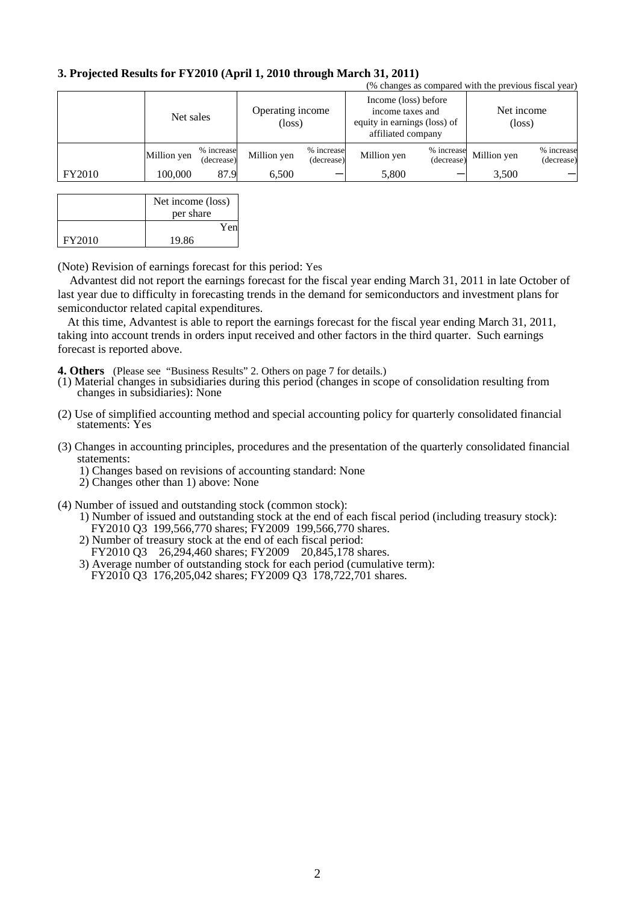### 3. Projected Results for FY2010 (April 1, 2010 through March 31, 2011)

(% changes as compared with the previous fiscal year)

| | Net sales | | Operating income (loss) | | Income (loss) before income taxes and equity in earnings (loss) of affiliated company | | Net income (loss) | |
|---|---|---|---|---|---|---|---|---|
| | Million yen | % increase (decrease) | Million yen | % increase (decrease) | Million yen | % increase (decrease) | Million yen | % increase (decrease) |
| FY2010 | 100,000 | 87.9 | 6,500 | ー | 5,800 | ー | 3,500 | ー |

| | Net income (loss) per share |
|---|---|
| | Yen |
| FY2010 | 19.86 |

(Note) Revision of earnings forecast for this period: Yes

Advantest did not report the earnings forecast for the fiscal year ending March 31, 2011 in late October of last year due to difficulty in forecasting trends in the demand for semiconductors and investment plans for semiconductor related capital expenditures.

At this time, Advantest is able to report the earnings forecast for the fiscal year ending March 31, 2011, taking into account trends in orders input received and other factors in the third quarter. Such earnings forecast is reported above.

**4. Others** (Please see "Business Results" 2. Others on page 7 for details.)

(1) Material changes in subsidiaries during this period (changes in scope of consolidation resulting from changes in subsidiaries): None

(2) Use of simplified accounting method and special accounting policy for quarterly consolidated financial statements: Yes

(3) Changes in accounting principles, procedures and the presentation of the quarterly consolidated financial statements:
 1) Changes based on revisions of accounting standard: None
 2) Changes other than 1) above: None

(4) Number of issued and outstanding stock (common stock):
 1) Number of issued and outstanding stock at the end of each fiscal period (including treasury stock):
 FY2010 Q3 199,566,770 shares; FY2009 199,566,770 shares.
 2) Number of treasury stock at the end of each fiscal period:
 FY2010 Q3 26,294,460 shares; FY2009 20,845,178 shares.
 3) Average number of outstanding stock for each period (cumulative term):
 FY2010 Q3 176,205,042 shares; FY2009 Q3 178,722,701 shares.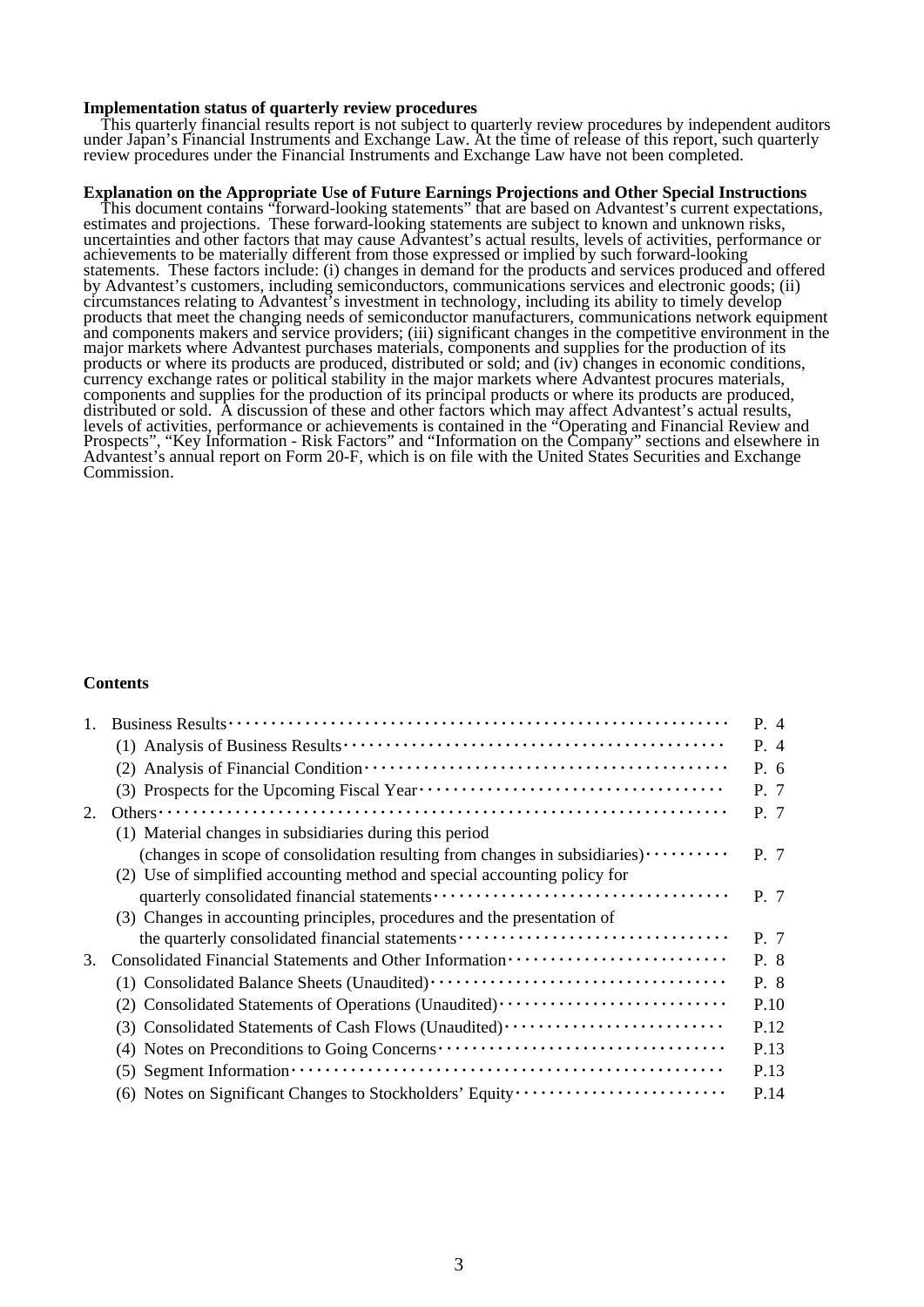**Implementation status of quarterly review procedures**

This quarterly financial results report is not subject to quarterly review procedures by independent auditors under Japan's Financial Instruments and Exchange Law. At the time of release of this report, such quarterly review procedures under the Financial Instruments and Exchange Law have not been completed.

**Explanation on the Appropriate Use of Future Earnings Projections and Other Special Instructions**

This document contains "forward-looking statements" that are based on Advantest's current expectations, estimates and projections. These forward-looking statements are subject to known and unknown risks, uncertainties and other factors that may cause Advantest's actual results, levels of activities, performance or achievements to be materially different from those expressed or implied by such forward-looking statements. These factors include: (i) changes in demand for the products and services produced and offered by Advantest's customers, including semiconductors, communications services and electronic goods; (ii) circumstances relating to Advantest's investment in technology, including its ability to timely develop products that meet the changing needs of semiconductor manufacturers, communications network equipment and components makers and service providers; (iii) significant changes in the competitive environment in the major markets where Advantest purchases materials, components and supplies for the production of its products or where its products are produced, distributed or sold; and (iv) changes in economic conditions, currency exchange rates or political stability in the major markets where Advantest procures materials, components and supplies for the production of its principal products or where its products are produced, distributed or sold. A discussion of these and other factors which may affect Advantest's actual results, levels of activities, performance or achievements is contained in the "Operating and Financial Review and Prospects", "Key Information - Risk Factors" and "Information on the Company" sections and elsewhere in Advantest's annual report on Form 20-F, which is on file with the United States Securities and Exchange Commission.

**Contents**

| | | |
|---|---|---|
| 1. | Business Results | P. 4 |
| | (1) Analysis of Business Results | P. 4 |
| | (2) Analysis of Financial Condition | P. 6 |
| | (3) Prospects for the Upcoming Fiscal Year | P. 7 |
| 2. | Others | P. 7 |
| | (1) Material changes in subsidiaries during this period (changes in scope of consolidation resulting from changes in subsidiaries) | P. 7 |
| | (2) Use of simplified accounting method and special accounting policy for quarterly consolidated financial statements | P. 7 |
| | (3) Changes in accounting principles, procedures and the presentation of the quarterly consolidated financial statements | P. 7 |
| 3. | Consolidated Financial Statements and Other Information | P. 8 |
| | (1) Consolidated Balance Sheets (Unaudited) | P. 8 |
| | (2) Consolidated Statements of Operations (Unaudited) | P.10 |
| | (3) Consolidated Statements of Cash Flows (Unaudited) | P.12 |
| | (4) Notes on Preconditions to Going Concerns | P.13 |
| | (5) Segment Information | P.13 |
| | (6) Notes on Significant Changes to Stockholders' Equity | P.14 |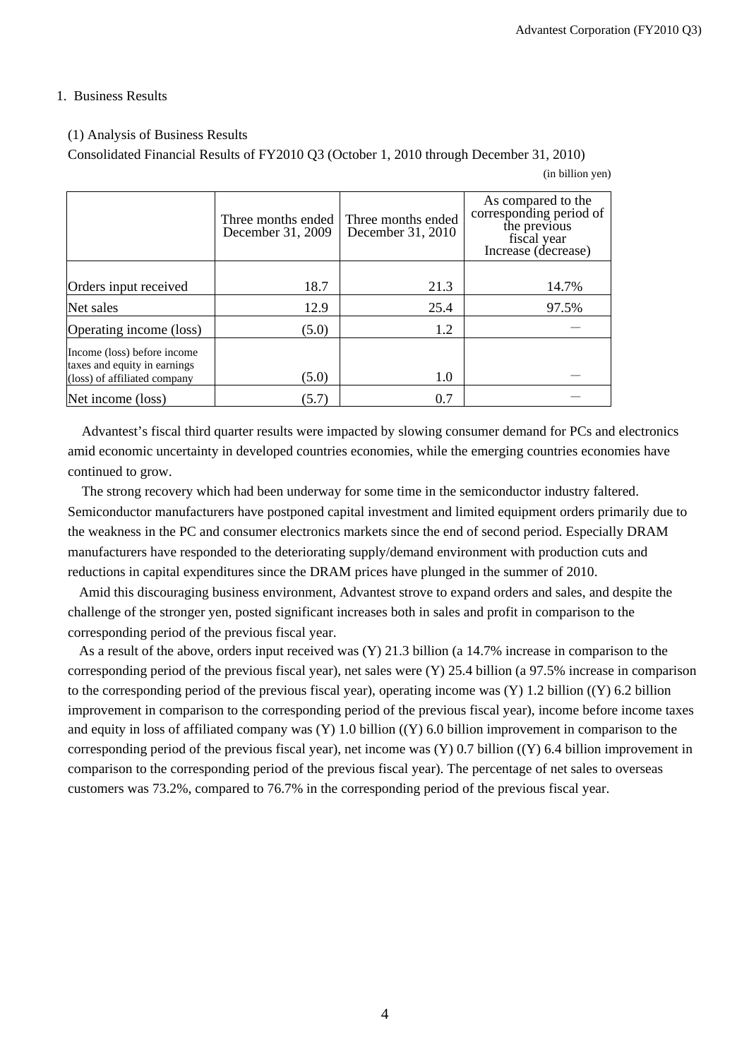## 1. Business Results

### (1) Analysis of Business Results

Consolidated Financial Results of FY2010 Q3 (October 1, 2010 through December 31, 2010)

(in billion yen)

| | Three months ended December 31, 2009 | Three months ended December 31, 2010 | As compared to the corresponding period of the previous fiscal year Increase (decrease) |
|---|---|---|---|
| Orders input received | 18.7 | 21.3 | 14.7% |
| Net sales | 12.9 | 25.4 | 97.5% |
| Operating income (loss) | (5.0) | 1.2 | — |
| Income (loss) before income taxes and equity in earnings (loss) of affiliated company | (5.0) | 1.0 | — |
| Net income (loss) | (5.7) | 0.7 | — |

Advantest's fiscal third quarter results were impacted by slowing consumer demand for PCs and electronics amid economic uncertainty in developed countries economies, while the emerging countries economies have continued to grow.

The strong recovery which had been underway for some time in the semiconductor industry faltered. Semiconductor manufacturers have postponed capital investment and limited equipment orders primarily due to the weakness in the PC and consumer electronics markets since the end of second period. Especially DRAM manufacturers have responded to the deteriorating supply/demand environment with production cuts and reductions in capital expenditures since the DRAM prices have plunged in the summer of 2010.

Amid this discouraging business environment, Advantest strove to expand orders and sales, and despite the challenge of the stronger yen, posted significant increases both in sales and profit in comparison to the corresponding period of the previous fiscal year.

As a result of the above, orders input received was (Y) 21.3 billion (a 14.7% increase in comparison to the corresponding period of the previous fiscal year), net sales were (Y) 25.4 billion (a 97.5% increase in comparison to the corresponding period of the previous fiscal year), operating income was (Y) 1.2 billion ((Y) 6.2 billion improvement in comparison to the corresponding period of the previous fiscal year), income before income taxes and equity in loss of affiliated company was (Y) 1.0 billion ((Y) 6.0 billion improvement in comparison to the corresponding period of the previous fiscal year), net income was (Y) 0.7 billion ((Y) 6.4 billion improvement in comparison to the corresponding period of the previous fiscal year). The percentage of net sales to overseas customers was 73.2%, compared to 76.7% in the corresponding period of the previous fiscal year.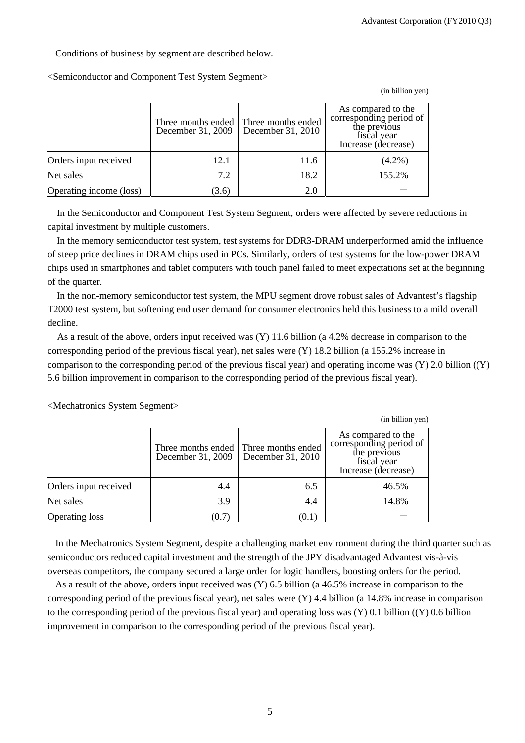Conditions of business by segment are described below.

<Semiconductor and Component Test System Segment>

(in billion yen)

| | Three months ended December 31, 2009 | Three months ended December 31, 2010 | As compared to the corresponding period of the previous fiscal year Increase (decrease) |
|---|---|---|---|
| Orders input received | 12.1 | 11.6 | (4.2%) |
| Net sales | 7.2 | 18.2 | 155.2% |
| Operating income (loss) | (3.6) | 2.0 | ― |

In the Semiconductor and Component Test System Segment, orders were affected by severe reductions in capital investment by multiple customers.

In the memory semiconductor test system, test systems for DDR3-DRAM underperformed amid the influence of steep price declines in DRAM chips used in PCs. Similarly, orders of test systems for the low-power DRAM chips used in smartphones and tablet computers with touch panel failed to meet expectations set at the beginning of the quarter.

In the non-memory semiconductor test system, the MPU segment drove robust sales of Advantest's flagship T2000 test system, but softening end user demand for consumer electronics held this business to a mild overall decline.

As a result of the above, orders input received was (Y) 11.6 billion (a 4.2% decrease in comparison to the corresponding period of the previous fiscal year), net sales were (Y) 18.2 billion (a 155.2% increase in comparison to the corresponding period of the previous fiscal year) and operating income was (Y) 2.0 billion ((Y) 5.6 billion improvement in comparison to the corresponding period of the previous fiscal year).

<Mechatronics System Segment>

(in billion yen)

| | Three months ended December 31, 2009 | Three months ended December 31, 2010 | As compared to the corresponding period of the previous fiscal year Increase (decrease) |
|---|---|---|---|
| Orders input received | 4.4 | 6.5 | 46.5% |
| Net sales | 3.9 | 4.4 | 14.8% |
| Operating loss | (0.7) | (0.1) | ― |

In the Mechatronics System Segment, despite a challenging market environment during the third quarter such as semiconductors reduced capital investment and the strength of the JPY disadvantaged Advantest vis-à-vis overseas competitors, the company secured a large order for logic handlers, boosting orders for the period.

As a result of the above, orders input received was (Y) 6.5 billion (a 46.5% increase in comparison to the corresponding period of the previous fiscal year), net sales were (Y) 4.4 billion (a 14.8% increase in comparison to the corresponding period of the previous fiscal year) and operating loss was (Y) 0.1 billion ((Y) 0.6 billion improvement in comparison to the corresponding period of the previous fiscal year).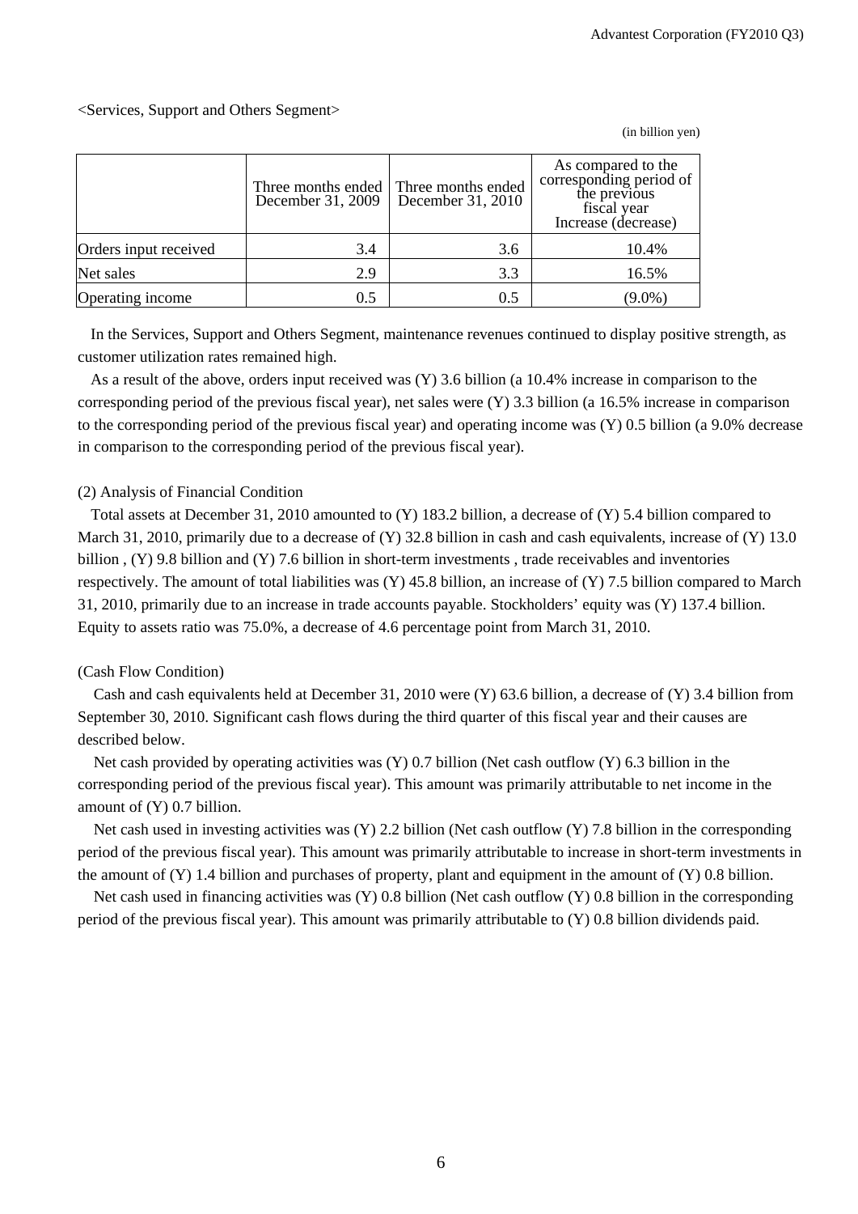<Services, Support and Others Segment>

(in billion yen)

| | Three months ended December 31, 2009 | Three months ended December 31, 2010 | As compared to the corresponding period of the previous fiscal year Increase (decrease) |
|---|---|---|---|
| Orders input received | 3.4 | 3.6 | 10.4% |
| Net sales | 2.9 | 3.3 | 16.5% |
| Operating income | 0.5 | 0.5 | (9.0%) |

In the Services, Support and Others Segment, maintenance revenues continued to display positive strength, as customer utilization rates remained high.

As a result of the above, orders input received was (Y) 3.6 billion (a 10.4% increase in comparison to the corresponding period of the previous fiscal year), net sales were (Y) 3.3 billion (a 16.5% increase in comparison to the corresponding period of the previous fiscal year) and operating income was (Y) 0.5 billion (a 9.0% decrease in comparison to the corresponding period of the previous fiscal year).

(2) Analysis of Financial Condition

Total assets at December 31, 2010 amounted to (Y) 183.2 billion, a decrease of (Y) 5.4 billion compared to March 31, 2010, primarily due to a decrease of (Y) 32.8 billion in cash and cash equivalents, increase of (Y) 13.0 billion , (Y) 9.8 billion and (Y) 7.6 billion in short-term investments , trade receivables and inventories respectively. The amount of total liabilities was (Y) 45.8 billion, an increase of (Y) 7.5 billion compared to March 31, 2010, primarily due to an increase in trade accounts payable. Stockholders' equity was (Y) 137.4 billion. Equity to assets ratio was 75.0%, a decrease of 4.6 percentage point from March 31, 2010.

(Cash Flow Condition)

Cash and cash equivalents held at December 31, 2010 were (Y) 63.6 billion, a decrease of (Y) 3.4 billion from September 30, 2010. Significant cash flows during the third quarter of this fiscal year and their causes are described below.

Net cash provided by operating activities was (Y) 0.7 billion (Net cash outflow (Y) 6.3 billion in the corresponding period of the previous fiscal year). This amount was primarily attributable to net income in the amount of (Y) 0.7 billion.

Net cash used in investing activities was (Y) 2.2 billion (Net cash outflow (Y) 7.8 billion in the corresponding period of the previous fiscal year). This amount was primarily attributable to increase in short-term investments in the amount of (Y) 1.4 billion and purchases of property, plant and equipment in the amount of (Y) 0.8 billion.

Net cash used in financing activities was (Y) 0.8 billion (Net cash outflow (Y) 0.8 billion in the corresponding period of the previous fiscal year). This amount was primarily attributable to (Y) 0.8 billion dividends paid.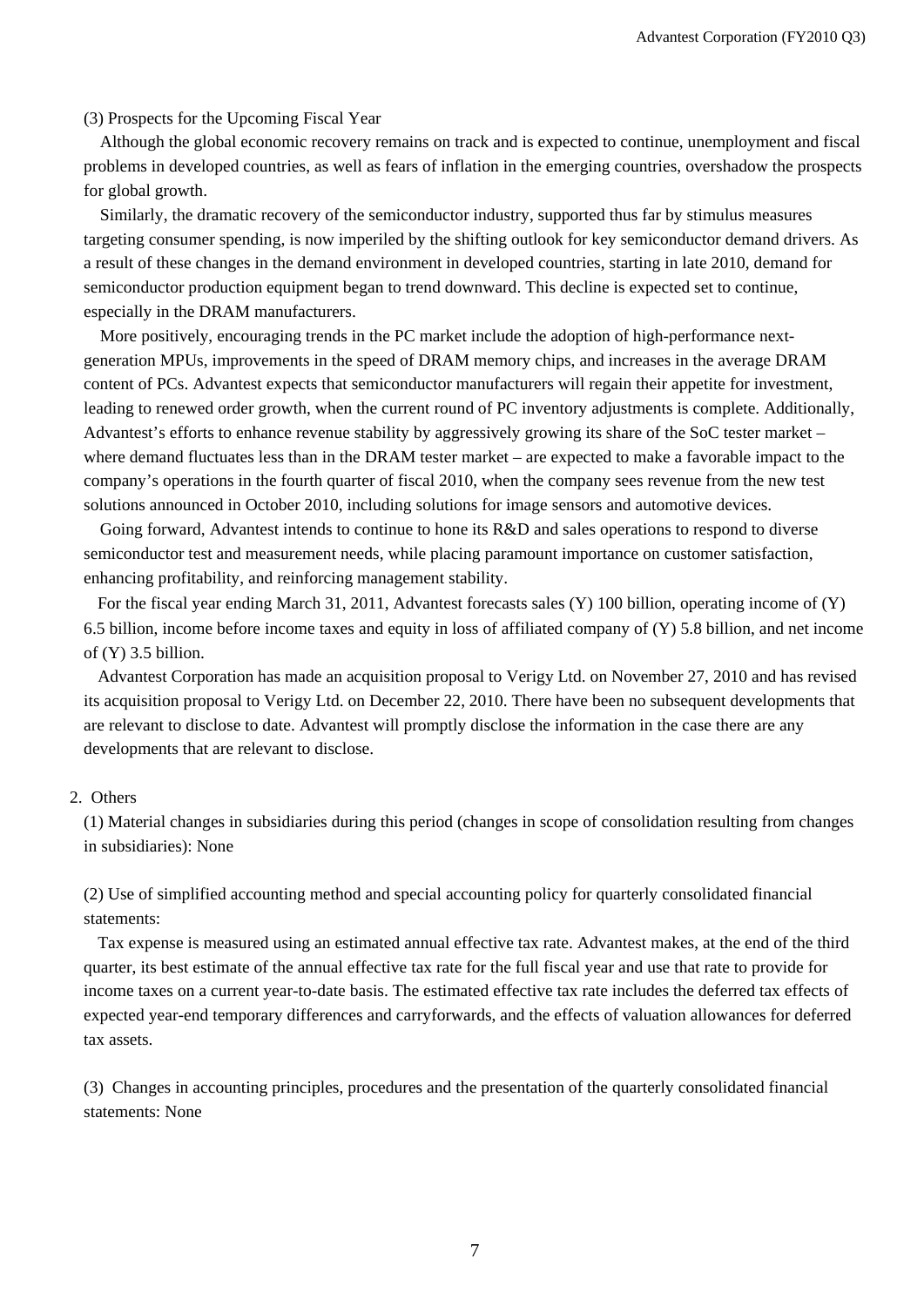(3) Prospects for the Upcoming Fiscal Year

Although the global economic recovery remains on track and is expected to continue, unemployment and fiscal problems in developed countries, as well as fears of inflation in the emerging countries, overshadow the prospects for global growth.

Similarly, the dramatic recovery of the semiconductor industry, supported thus far by stimulus measures targeting consumer spending, is now imperiled by the shifting outlook for key semiconductor demand drivers. As a result of these changes in the demand environment in developed countries, starting in late 2010, demand for semiconductor production equipment began to trend downward. This decline is expected set to continue, especially in the DRAM manufacturers.

More positively, encouraging trends in the PC market include the adoption of high-performance next-generation MPUs, improvements in the speed of DRAM memory chips, and increases in the average DRAM content of PCs. Advantest expects that semiconductor manufacturers will regain their appetite for investment, leading to renewed order growth, when the current round of PC inventory adjustments is complete. Additionally, Advantest's efforts to enhance revenue stability by aggressively growing its share of the SoC tester market – where demand fluctuates less than in the DRAM tester market – are expected to make a favorable impact to the company's operations in the fourth quarter of fiscal 2010, when the company sees revenue from the new test solutions announced in October 2010, including solutions for image sensors and automotive devices.

Going forward, Advantest intends to continue to hone its R&D and sales operations to respond to diverse semiconductor test and measurement needs, while placing paramount importance on customer satisfaction, enhancing profitability, and reinforcing management stability.

For the fiscal year ending March 31, 2011, Advantest forecasts sales (Y) 100 billion, operating income of (Y) 6.5 billion, income before income taxes and equity in loss of affiliated company of (Y) 5.8 billion, and net income of (Y) 3.5 billion.

Advantest Corporation has made an acquisition proposal to Verigy Ltd. on November 27, 2010 and has revised its acquisition proposal to Verigy Ltd. on December 22, 2010. There have been no subsequent developments that are relevant to disclose to date. Advantest will promptly disclose the information in the case there are any developments that are relevant to disclose.

2. Others

(1) Material changes in subsidiaries during this period (changes in scope of consolidation resulting from changes in subsidiaries): None

(2) Use of simplified accounting method and special accounting policy for quarterly consolidated financial statements:

Tax expense is measured using an estimated annual effective tax rate. Advantest makes, at the end of the third quarter, its best estimate of the annual effective tax rate for the full fiscal year and use that rate to provide for income taxes on a current year-to-date basis. The estimated effective tax rate includes the deferred tax effects of expected year-end temporary differences and carryforwards, and the effects of valuation allowances for deferred tax assets.

(3) Changes in accounting principles, procedures and the presentation of the quarterly consolidated financial statements: None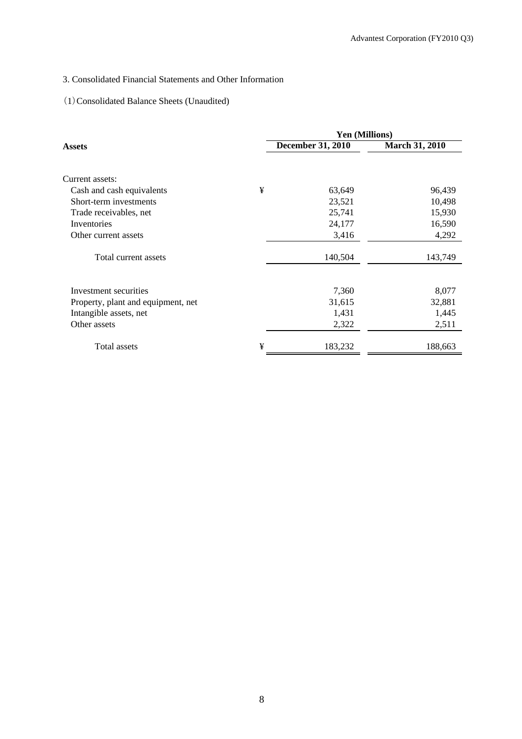3. Consolidated Financial Statements and Other Information

(1) Consolidated Balance Sheets (Unaudited)

| Assets | | Yen (Millions) | |
|---|---|---|---|
| | | December 31, 2010 | March 31, 2010 |
| Current assets: | | | |
| Cash and cash equivalents | ¥ | 63,649 | 96,439 |
| Short-term investments | | 23,521 | 10,498 |
| Trade receivables, net | | 25,741 | 15,930 |
| Inventories | | 24,177 | 16,590 |
| Other current assets | | 3,416 | 4,292 |
| Total current assets | | 140,504 | 143,749 |
| Investment securities | | 7,360 | 8,077 |
| Property, plant and equipment, net | | 31,615 | 32,881 |
| Intangible assets, net | | 1,431 | 1,445 |
| Other assets | | 2,322 | 2,511 |
| Total assets | ¥ | 183,232 | 188,663 |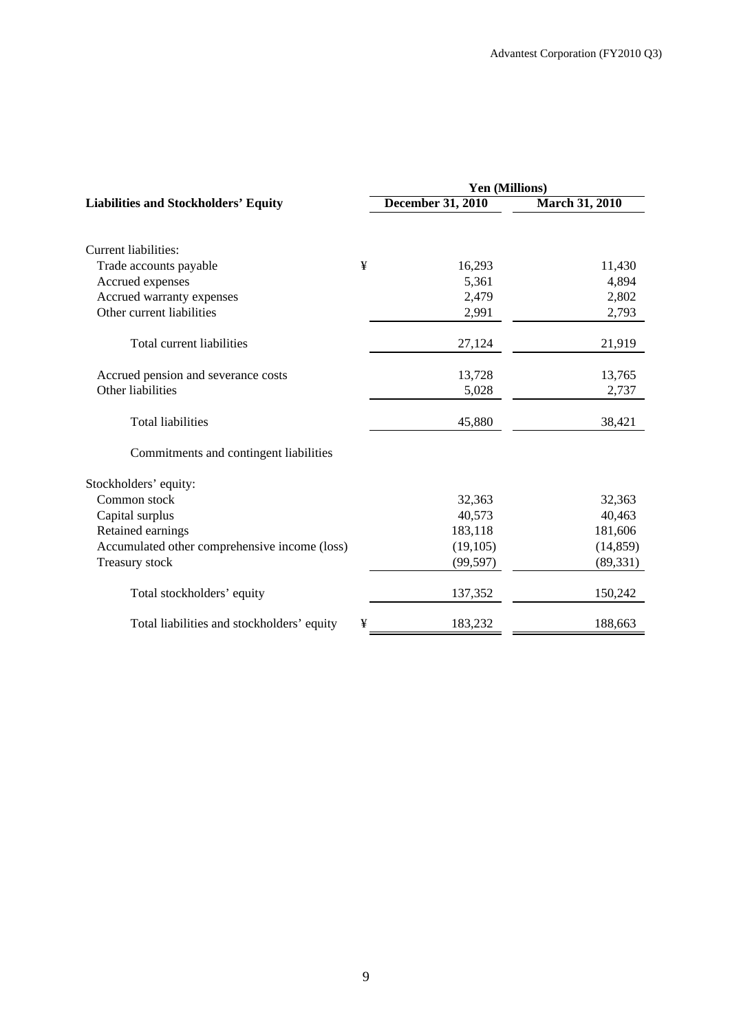| Liabilities and Stockholders' Equity | | Yen (Millions) | |
|---|---|---|---|
| | | December 31, 2010 | March 31, 2010 |
| Current liabilities: | | | |
| Trade accounts payable | ¥ | 16,293 | 11,430 |
| Accrued expenses | | 5,361 | 4,894 |
| Accrued warranty expenses | | 2,479 | 2,802 |
| Other current liabilities | | 2,991 | 2,793 |
| Total current liabilities | | 27,124 | 21,919 |
| Accrued pension and severance costs | | 13,728 | 13,765 |
| Other liabilities | | 5,028 | 2,737 |
| Total liabilities | | 45,880 | 38,421 |
| Commitments and contingent liabilities | | | |
| Stockholders' equity: | | | |
| Common stock | | 32,363 | 32,363 |
| Capital surplus | | 40,573 | 40,463 |
| Retained earnings | | 183,118 | 181,606 |
| Accumulated other comprehensive income (loss) | | (19,105) | (14,859) |
| Treasury stock | | (99,597) | (89,331) |
| Total stockholders' equity | | 137,352 | 150,242 |
| Total liabilities and stockholders' equity | ¥ | 183,232 | 188,663 |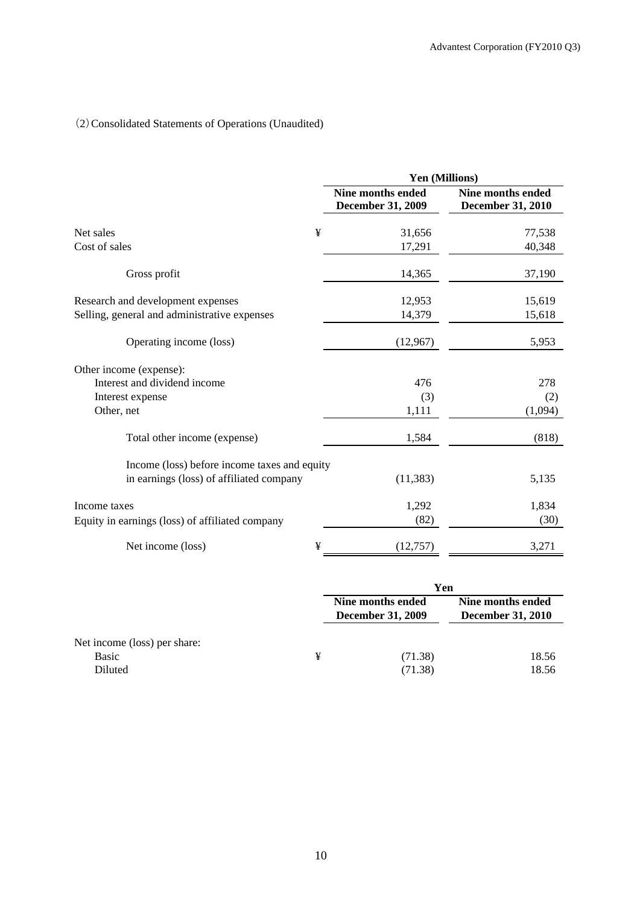（2）Consolidated Statements of Operations (Unaudited)

| | | Yen (Millions) | |
|---|---|---|---|
| | | Nine months ended December 31, 2009 | Nine months ended December 31, 2010 |
| Net sales | ¥ | 31,656 | 77,538 |
| Cost of sales | | 17,291 | 40,348 |
| Gross profit | | 14,365 | 37,190 |
| Research and development expenses | | 12,953 | 15,619 |
| Selling, general and administrative expenses | | 14,379 | 15,618 |
| Operating income (loss) | | (12,967) | 5,953 |
| Other income (expense): | | | |
| Interest and dividend income | | 476 | 278 |
| Interest expense | | (3) | (2) |
| Other, net | | 1,111 | (1,094) |
| Total other income (expense) | | 1,584 | (818) |
| Income (loss) before income taxes and equity in earnings (loss) of affiliated company | | (11,383) | 5,135 |
| Income taxes | | 1,292 | 1,834 |
| Equity in earnings (loss) of affiliated company | | (82) | (30) |
| Net income (loss) | ¥ | (12,757) | 3,271 |

| | | Yen | |
|---|---|---|---|
| | | Nine months ended December 31, 2009 | Nine months ended December 31, 2010 |
| Net income (loss) per share: | | | |
| Basic | ¥ | (71.38) | 18.56 |
| Diluted | | (71.38) | 18.56 |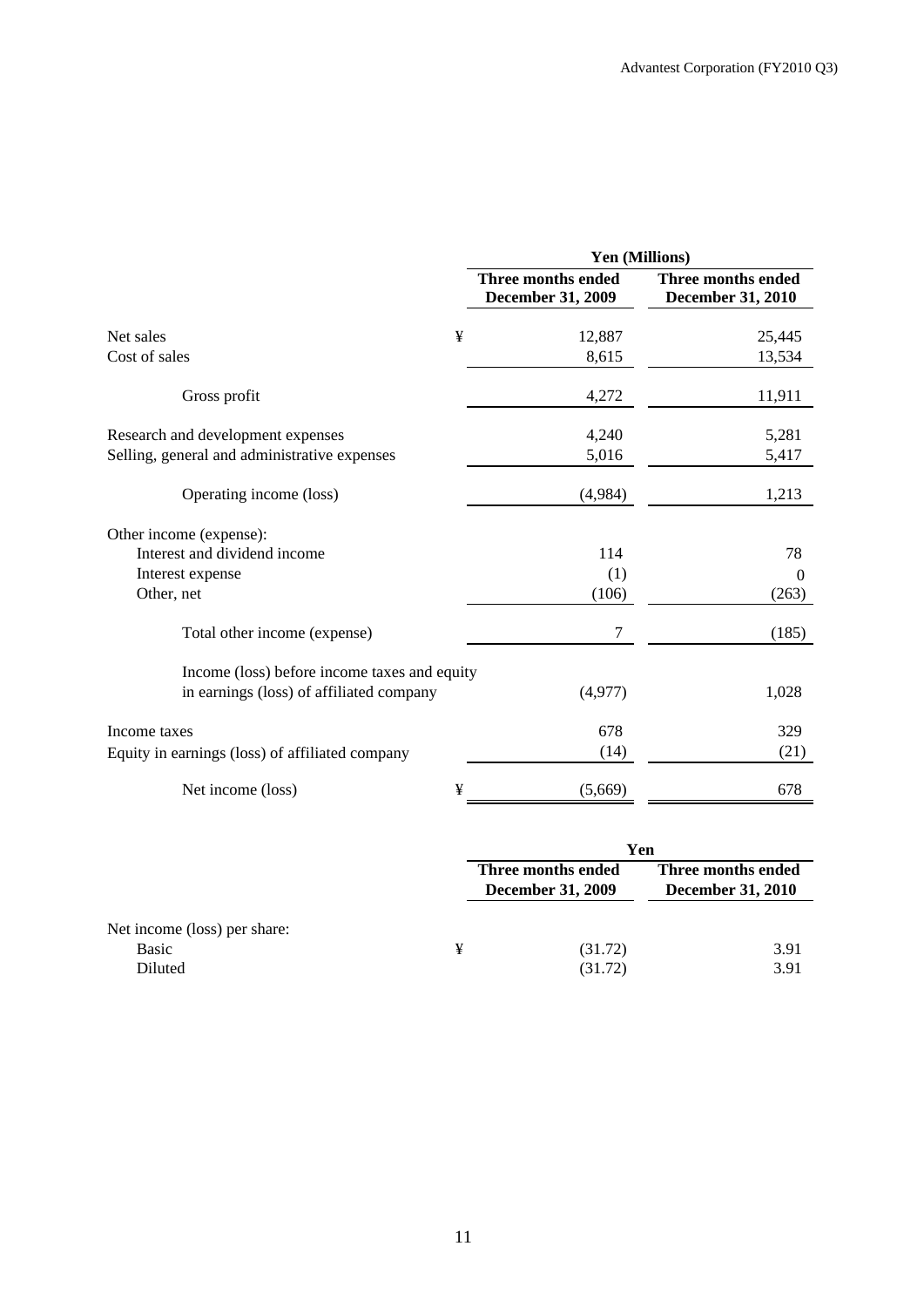| | Yen (Millions) | |
|---|---|---|
| | **Three months ended December 31, 2009** | **Three months ended December 31, 2010** |
| Net sales | ¥ 12,887 | 25,445 |
| Cost of sales | 8,615 | 13,534 |
| Gross profit | 4,272 | 11,911 |
| Research and development expenses | 4,240 | 5,281 |
| Selling, general and administrative expenses | 5,016 | 5,417 |
| Operating income (loss) | (4,984) | 1,213 |
| Other income (expense): | | |
| Interest and dividend income | 114 | 78 |
| Interest expense | (1) | 0 |
| Other, net | (106) | (263) |
| Total other income (expense) | 7 | (185) |
| Income (loss) before income taxes and equity in earnings (loss) of affiliated company | (4,977) | 1,028 |
| Income taxes | 678 | 329 |
| Equity in earnings (loss) of affiliated company | (14) | (21) |
| Net income (loss) | ¥ (5,669) | 678 |

| | Yen | |
|---|---|---|
| | **Three months ended December 31, 2009** | **Three months ended December 31, 2010** |
| Net income (loss) per share: | | |
| Basic | ¥ (31.72) | 3.91 |
| Diluted | (31.72) | 3.91 |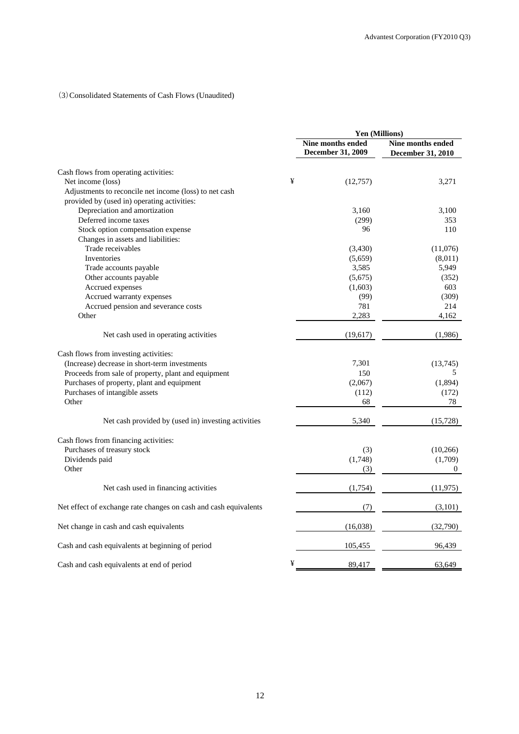(3) Consolidated Statements of Cash Flows (Unaudited)

| | Yen (Millions) | |
|---|---|---|
| | Nine months ended December 31, 2009 | Nine months ended December 31, 2010 |
| Cash flows from operating activities: | | |
| Net income (loss) | ¥ (12,757) | 3,271 |
| Adjustments to reconcile net income (loss) to net cash provided by (used in) operating activities: | | |
| Depreciation and amortization | 3,160 | 3,100 |
| Deferred income taxes | (299) | 353 |
| Stock option compensation expense | 96 | 110 |
| Changes in assets and liabilities: | | |
| Trade receivables | (3,430) | (11,076) |
| Inventories | (5,659) | (8,011) |
| Trade accounts payable | 3,585 | 5,949 |
| Other accounts payable | (5,675) | (352) |
| Accrued expenses | (1,603) | 603 |
| Accrued warranty expenses | (99) | (309) |
| Accrued pension and severance costs | 781 | 214 |
| Other | 2,283 | 4,162 |
| Net cash used in operating activities | (19,617) | (1,986) |
| Cash flows from investing activities: | | |
| (Increase) decrease in short-term investments | 7,301 | (13,745) |
| Proceeds from sale of property, plant and equipment | 150 | 5 |
| Purchases of property, plant and equipment | (2,067) | (1,894) |
| Purchases of intangible assets | (112) | (172) |
| Other | 68 | 78 |
| Net cash provided by (used in) investing activities | 5,340 | (15,728) |
| Cash flows from financing activities: | | |
| Purchases of treasury stock | (3) | (10,266) |
| Dividends paid | (1,748) | (1,709) |
| Other | (3) | 0 |
| Net cash used in financing activities | (1,754) | (11,975) |
| Net effect of exchange rate changes on cash and cash equivalents | (7) | (3,101) |
| Net change in cash and cash equivalents | (16,038) | (32,790) |
| Cash and cash equivalents at beginning of period | 105,455 | 96,439 |
| Cash and cash equivalents at end of period | ¥ 89,417 | 63,649 |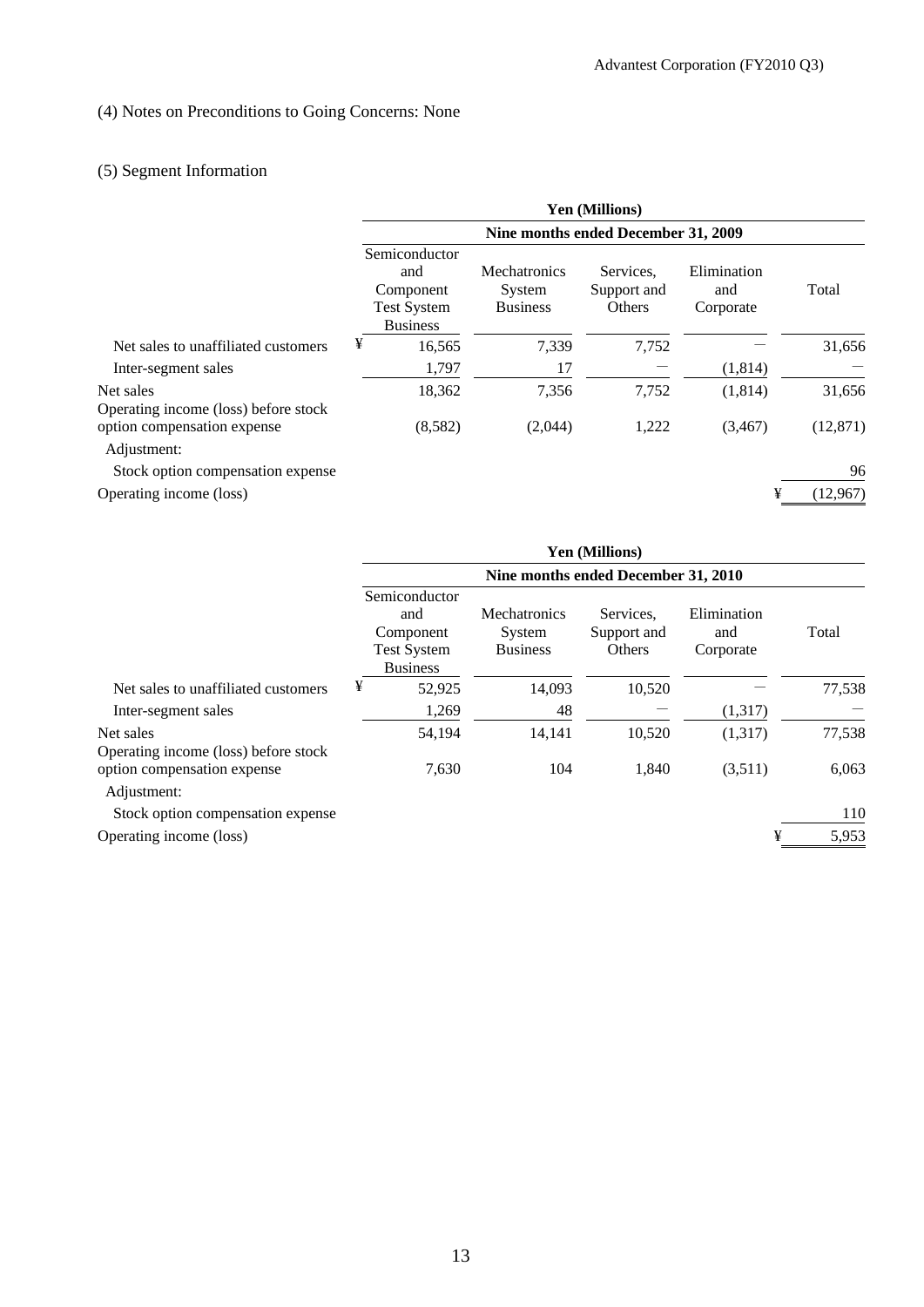(4) Notes on Preconditions to Going Concerns: None

(5) Segment Information

| | Yen (Millions) | | | | |
|---|---|---|---|---|---|
| | Nine months ended December 31, 2009 | | | | |
| | Semiconductor and Component Test System Business | Mechatronics System Business | Services, Support and Others | Elimination and Corporate | Total |
| Net sales to unaffiliated customers | ¥ 16,565 | 7,339 | 7,752 | — | 31,656 |
| Inter-segment sales | 1,797 | 17 | — | (1,814) | — |
| Net sales | 18,362 | 7,356 | 7,752 | (1,814) | 31,656 |
| Operating income (loss) before stock option compensation expense | (8,582) | (2,044) | 1,222 | (3,467) | (12,871) |
| Adjustment: | | | | | |
| Stock option compensation expense | | | | | 96 |
| Operating income (loss) | | | | | ¥ (12,967) |

| | Yen (Millions) | | | | |
|---|---|---|---|---|---|
| | Nine months ended December 31, 2010 | | | | |
| | Semiconductor and Component Test System Business | Mechatronics System Business | Services, Support and Others | Elimination and Corporate | Total |
| Net sales to unaffiliated customers | ¥ 52,925 | 14,093 | 10,520 | — | 77,538 |
| Inter-segment sales | 1,269 | 48 | — | (1,317) | — |
| Net sales | 54,194 | 14,141 | 10,520 | (1,317) | 77,538 |
| Operating income (loss) before stock option compensation expense | 7,630 | 104 | 1,840 | (3,511) | 6,063 |
| Adjustment: | | | | | |
| Stock option compensation expense | | | | | 110 |
| Operating income (loss) | | | | | ¥ 5,953 |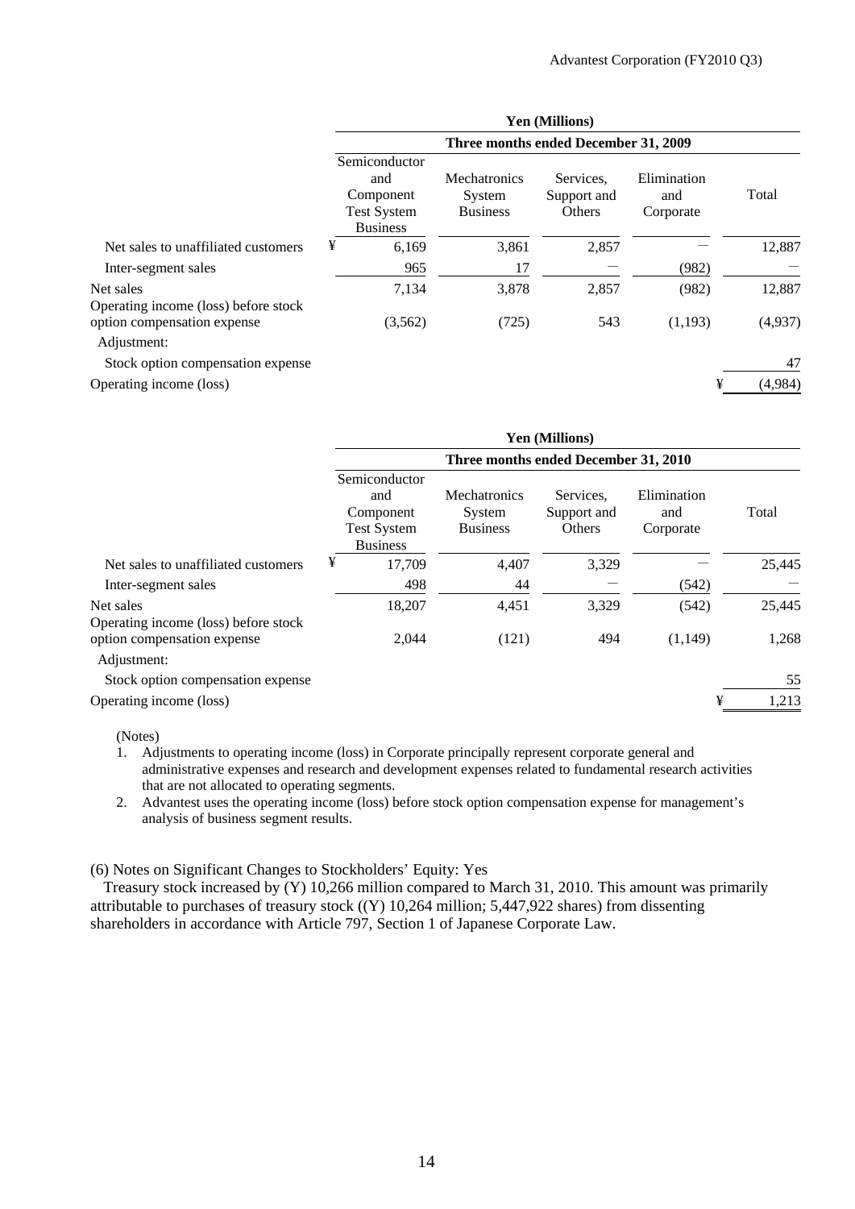| | Yen (Millions) | | | | |
|---|---|---|---|---|---|
| | Three months ended December 31, 2009 | | | | |
| | Semiconductor and Component Test System Business | Mechatronics System Business | Services, Support and Others | Elimination and Corporate | Total |
| Net sales to unaffiliated customers | ¥ 6,169 | 3,861 | 2,857 | — | 12,887 |
| Inter-segment sales | 965 | 17 | — | (982) | — |
| Net sales | 7,134 | 3,878 | 2,857 | (982) | 12,887 |
| Operating income (loss) before stock option compensation expense | (3,562) | (725) | 543 | (1,193) | (4,937) |
| Adjustment: | | | | | |
| Stock option compensation expense | | | | | 47 |
| Operating income (loss) | | | | | ¥ (4,984) |

| | Yen (Millions) | | | | |
|---|---|---|---|---|---|
| | Three months ended December 31, 2010 | | | | |
| | Semiconductor and Component Test System Business | Mechatronics System Business | Services, Support and Others | Elimination and Corporate | Total |
| Net sales to unaffiliated customers | ¥ 17,709 | 4,407 | 3,329 | — | 25,445 |
| Inter-segment sales | 498 | 44 | — | (542) | — |
| Net sales | 18,207 | 4,451 | 3,329 | (542) | 25,445 |
| Operating income (loss) before stock option compensation expense | 2,044 | (121) | 494 | (1,149) | 1,268 |
| Adjustment: | | | | | |
| Stock option compensation expense | | | | | 55 |
| Operating income (loss) | | | | | ¥ 1,213 |

(Notes)

1. Adjustments to operating income (loss) in Corporate principally represent corporate general and administrative expenses and research and development expenses related to fundamental research activities that are not allocated to operating segments.
2. Advantest uses the operating income (loss) before stock option compensation expense for management's analysis of business segment results.

(6) Notes on Significant Changes to Stockholders' Equity: Yes

Treasury stock increased by (Y) 10,266 million compared to March 31, 2010. This amount was primarily attributable to purchases of treasury stock ((Y) 10,264 million; 5,447,922 shares) from dissenting shareholders in accordance with Article 797, Section 1 of Japanese Corporate Law.